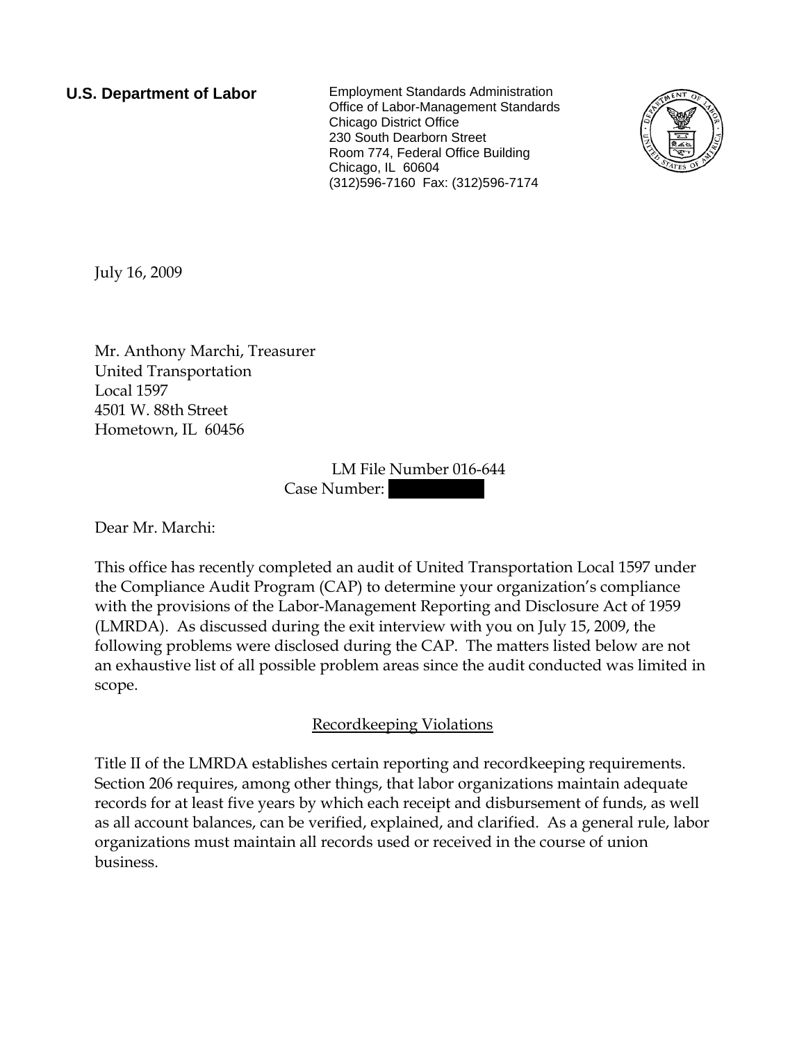**U.S. Department of Labor**

Employment Standards Administration
Office of Labor-Management Standards
Chicago District Office
230 South Dearborn Street
Room 774, Federal Office Building
Chicago, IL 60604
(312)596-7160 Fax: (312)596-7174

July 16, 2009

Mr. Anthony Marchi, Treasurer
United Transportation
Local 1597
4501 W. 88th Street
Hometown, IL 60456

LM File Number 016-644
Case Number: 

Dear Mr. Marchi:

This office has recently completed an audit of United Transportation Local 1597 under the Compliance Audit Program (CAP) to determine your organization's compliance with the provisions of the Labor-Management Reporting and Disclosure Act of 1959 (LMRDA). As discussed during the exit interview with you on July 15, 2009, the following problems were disclosed during the CAP. The matters listed below are not an exhaustive list of all possible problem areas since the audit conducted was limited in scope.

## Recordkeeping Violations

Title II of the LMRDA establishes certain reporting and recordkeeping requirements. Section 206 requires, among other things, that labor organizations maintain adequate records for at least five years by which each receipt and disbursement of funds, as well as all account balances, can be verified, explained, and clarified. As a general rule, labor organizations must maintain all records used or received in the course of union business.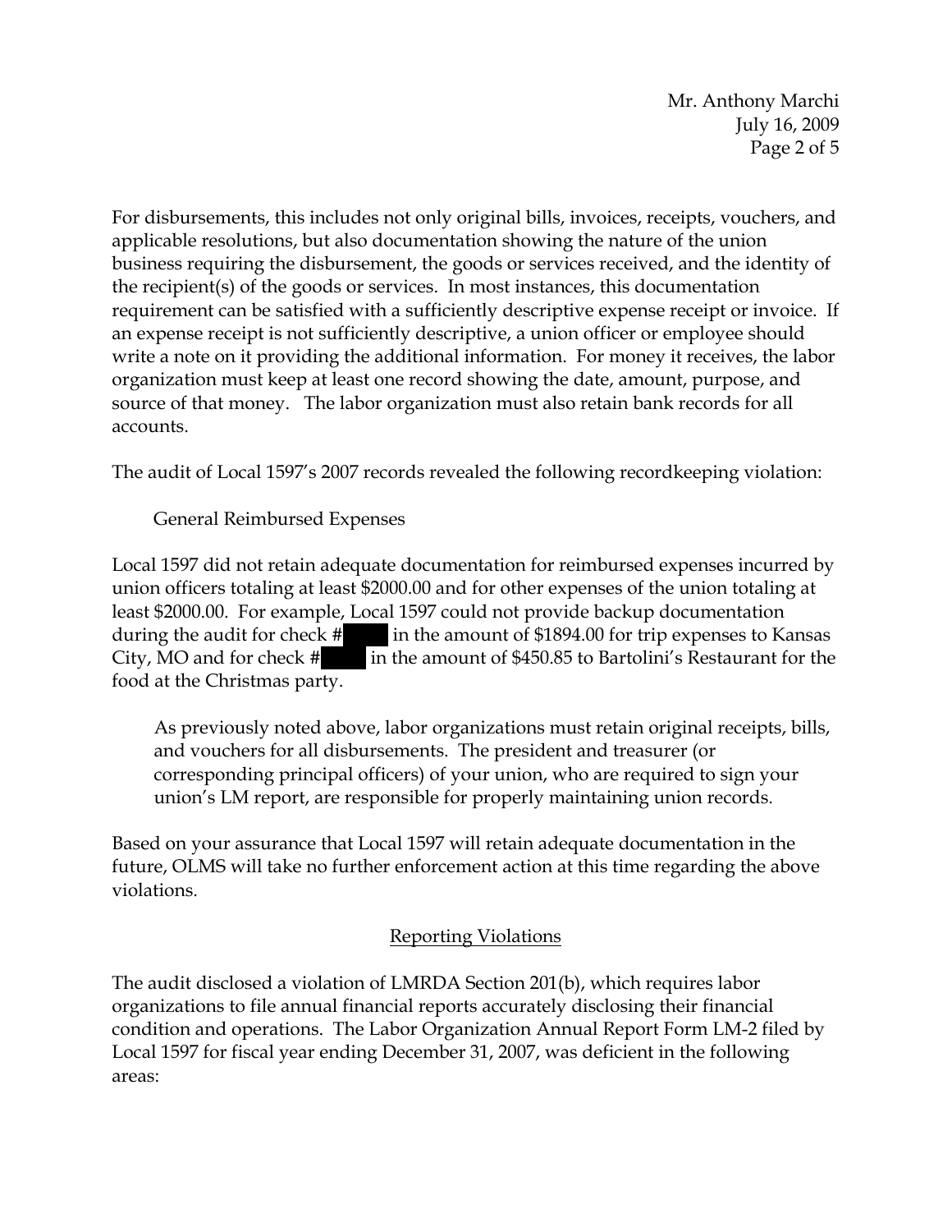For disbursements, this includes not only original bills, invoices, receipts, vouchers, and applicable resolutions, but also documentation showing the nature of the union business requiring the disbursement, the goods or services received, and the identity of the recipient(s) of the goods or services. In most instances, this documentation requirement can be satisfied with a sufficiently descriptive expense receipt or invoice. If an expense receipt is not sufficiently descriptive, a union officer or employee should write a note on it providing the additional information. For money it receives, the labor organization must keep at least one record showing the date, amount, purpose, and source of that money. The labor organization must also retain bank records for all accounts.

The audit of Local 1597's 2007 records revealed the following recordkeeping violation:

General Reimbursed Expenses

Local 1597 did not retain adequate documentation for reimbursed expenses incurred by union officers totaling at least $2000.00 and for other expenses of the union totaling at least $2000.00. For example, Local 1597 could not provide backup documentation during the audit for check # in the amount of $1894.00 for trip expenses to Kansas City, MO and for check # in the amount of $450.85 to Bartolini's Restaurant for the food at the Christmas party.

> As previously noted above, labor organizations must retain original receipts, bills, and vouchers for all disbursements. The president and treasurer (or corresponding principal officers) of your union, who are required to sign your union's LM report, are responsible for properly maintaining union records.

Based on your assurance that Local 1597 will retain adequate documentation in the future, OLMS will take no further enforcement action at this time regarding the above violations.

## Reporting Violations

The audit disclosed a violation of LMRDA Section 201(b), which requires labor organizations to file annual financial reports accurately disclosing their financial condition and operations. The Labor Organization Annual Report Form LM-2 filed by Local 1597 for fiscal year ending December 31, 2007, was deficient in the following areas: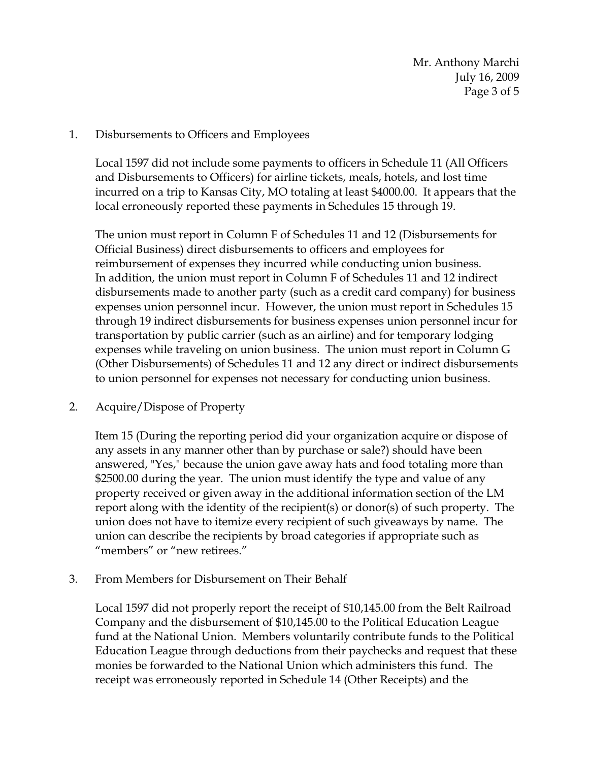1. Disbursements to Officers and Employees

   Local 1597 did not include some payments to officers in Schedule 11 (All Officers and Disbursements to Officers) for airline tickets, meals, hotels, and lost time incurred on a trip to Kansas City, MO totaling at least $4000.00. It appears that the local erroneously reported these payments in Schedules 15 through 19.

   The union must report in Column F of Schedules 11 and 12 (Disbursements for Official Business) direct disbursements to officers and employees for reimbursement of expenses they incurred while conducting union business. In addition, the union must report in Column F of Schedules 11 and 12 indirect disbursements made to another party (such as a credit card company) for business expenses union personnel incur. However, the union must report in Schedules 15 through 19 indirect disbursements for business expenses union personnel incur for transportation by public carrier (such as an airline) and for temporary lodging expenses while traveling on union business. The union must report in Column G (Other Disbursements) of Schedules 11 and 12 any direct or indirect disbursements to union personnel for expenses not necessary for conducting union business.

2. Acquire/Dispose of Property

   Item 15 (During the reporting period did your organization acquire or dispose of any assets in any manner other than by purchase or sale?) should have been answered, "Yes," because the union gave away hats and food totaling more than $2500.00 during the year. The union must identify the type and value of any property received or given away in the additional information section of the LM report along with the identity of the recipient(s) or donor(s) of such property. The union does not have to itemize every recipient of such giveaways by name. The union can describe the recipients by broad categories if appropriate such as "members" or "new retirees."

3. From Members for Disbursement on Their Behalf

   Local 1597 did not properly report the receipt of $10,145.00 from the Belt Railroad Company and the disbursement of $10,145.00 to the Political Education League fund at the National Union. Members voluntarily contribute funds to the Political Education League through deductions from their paychecks and request that these monies be forwarded to the National Union which administers this fund. The receipt was erroneously reported in Schedule 14 (Other Receipts) and the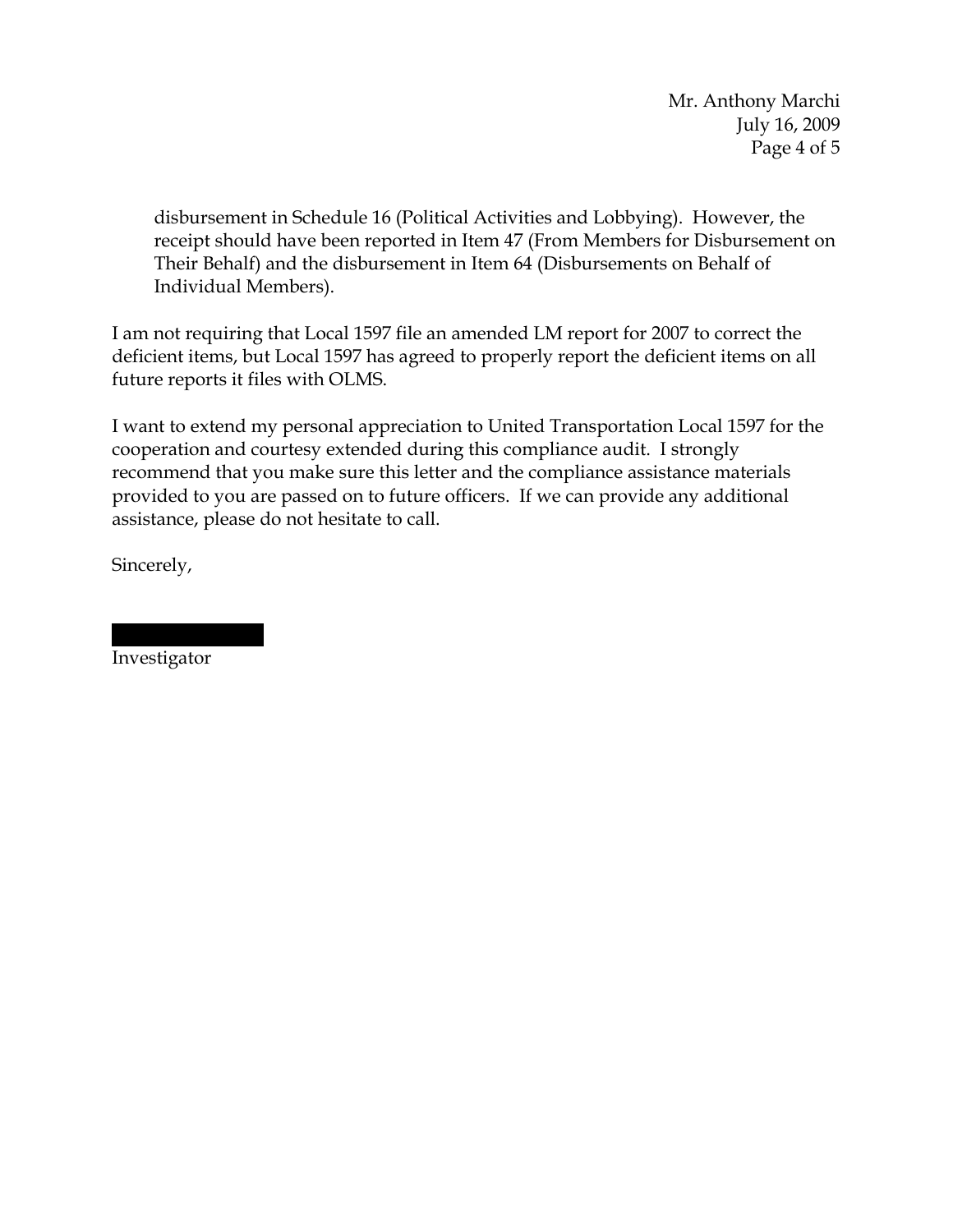disbursement in Schedule 16 (Political Activities and Lobbying). However, the receipt should have been reported in Item 47 (From Members for Disbursement on Their Behalf) and the disbursement in Item 64 (Disbursements on Behalf of Individual Members).

I am not requiring that Local 1597 file an amended LM report for 2007 to correct the deficient items, but Local 1597 has agreed to properly report the deficient items on all future reports it files with OLMS.

I want to extend my personal appreciation to United Transportation Local 1597 for the cooperation and courtesy extended during this compliance audit. I strongly recommend that you make sure this letter and the compliance assistance materials provided to you are passed on to future officers. If we can provide any additional assistance, please do not hesitate to call.

Sincerely,

Investigator